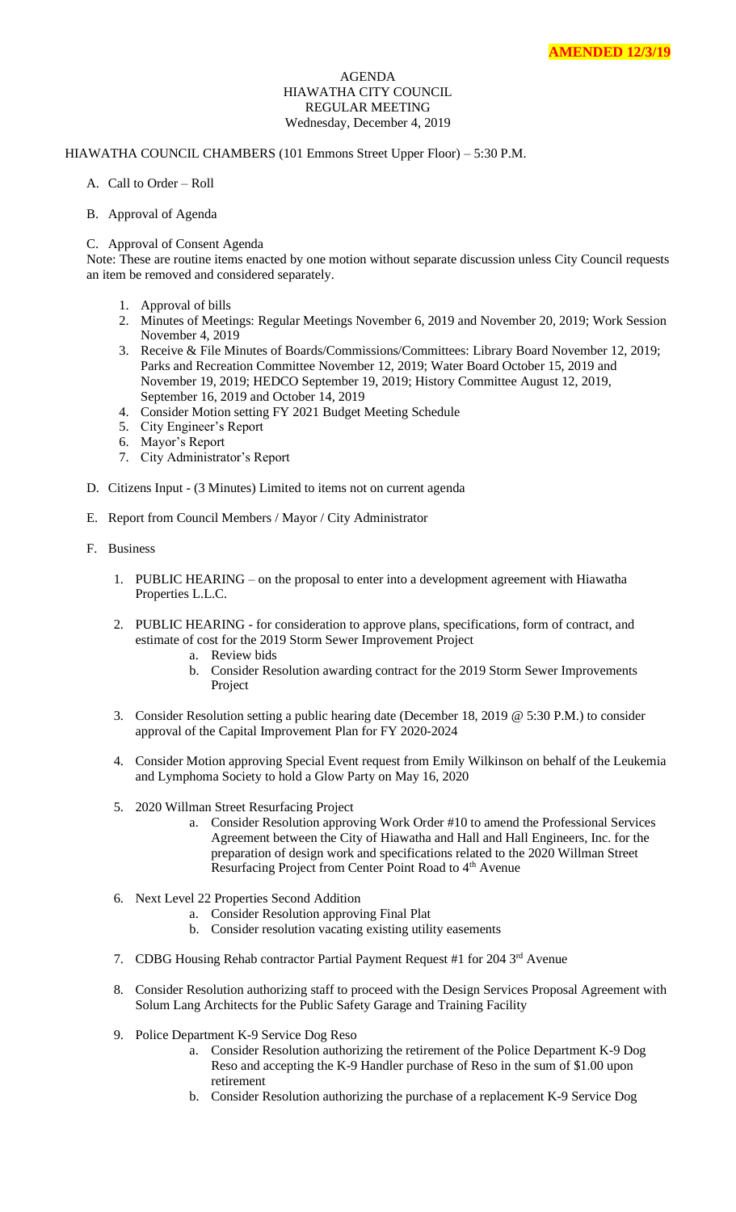**AMENDED 12/3/19**

AGENDA
HIAWATHA CITY COUNCIL
REGULAR MEETING
Wednesday, December 4, 2019

HIAWATHA COUNCIL CHAMBERS (101 Emmons Street Upper Floor) – 5:30 P.M.

A. Call to Order – Roll

B. Approval of Agenda

C. Approval of Consent Agenda

Note: These are routine items enacted by one motion without separate discussion unless City Council requests an item be removed and considered separately.

1. Approval of bills
2. Minutes of Meetings: Regular Meetings November 6, 2019 and November 20, 2019; Work Session November 4, 2019
3. Receive & File Minutes of Boards/Commissions/Committees: Library Board November 12, 2019; Parks and Recreation Committee November 12, 2019; Water Board October 15, 2019 and November 19, 2019; HEDCO September 19, 2019; History Committee August 12, 2019, September 16, 2019 and October 14, 2019
4. Consider Motion setting FY 2021 Budget Meeting Schedule
5. City Engineer's Report
6. Mayor's Report
7. City Administrator's Report

D. Citizens Input - (3 Minutes) Limited to items not on current agenda

E. Report from Council Members / Mayor / City Administrator

F. Business

1. PUBLIC HEARING – on the proposal to enter into a development agreement with Hiawatha Properties L.L.C.

2. PUBLIC HEARING - for consideration to approve plans, specifications, form of contract, and estimate of cost for the 2019 Storm Sewer Improvement Project
   a. Review bids
   b. Consider Resolution awarding contract for the 2019 Storm Sewer Improvements Project

3. Consider Resolution setting a public hearing date (December 18, 2019 @ 5:30 P.M.) to consider approval of the Capital Improvement Plan for FY 2020-2024

4. Consider Motion approving Special Event request from Emily Wilkinson on behalf of the Leukemia and Lymphoma Society to hold a Glow Party on May 16, 2020

5. 2020 Willman Street Resurfacing Project
   a. Consider Resolution approving Work Order #10 to amend the Professional Services Agreement between the City of Hiawatha and Hall and Hall Engineers, Inc. for the preparation of design work and specifications related to the 2020 Willman Street Resurfacing Project from Center Point Road to 4th Avenue

6. Next Level 22 Properties Second Addition
   a. Consider Resolution approving Final Plat
   b. Consider resolution vacating existing utility easements

7. CDBG Housing Rehab contractor Partial Payment Request #1 for 204 3rd Avenue

8. Consider Resolution authorizing staff to proceed with the Design Services Proposal Agreement with Solum Lang Architects for the Public Safety Garage and Training Facility

9. Police Department K-9 Service Dog Reso
   a. Consider Resolution authorizing the retirement of the Police Department K-9 Dog Reso and accepting the K-9 Handler purchase of Reso in the sum of $1.00 upon retirement
   b. Consider Resolution authorizing the purchase of a replacement K-9 Service Dog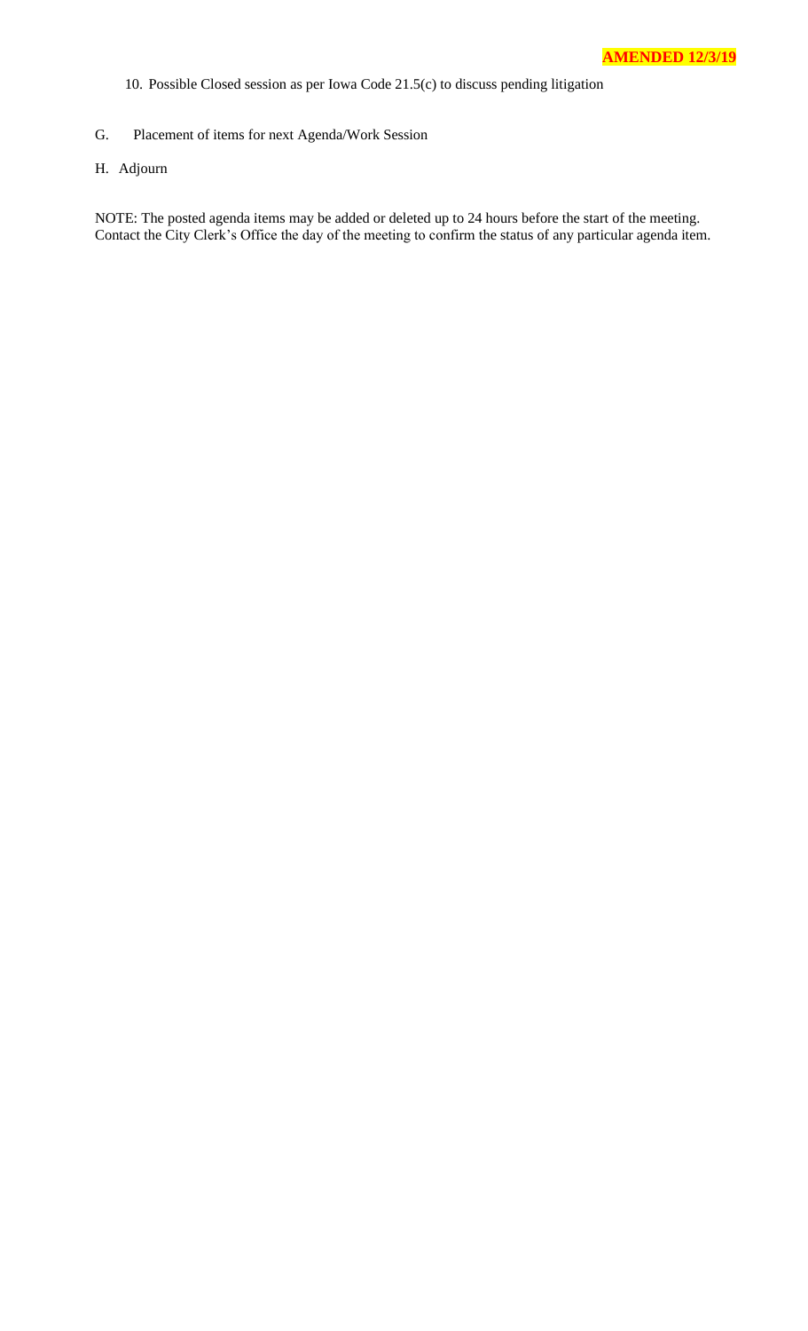**AMENDED 12/3/19**

10. Possible Closed session as per Iowa Code 21.5(c) to discuss pending litigation

G. Placement of items for next Agenda/Work Session

H. Adjourn

NOTE: The posted agenda items may be added or deleted up to 24 hours before the start of the meeting. Contact the City Clerk's Office the day of the meeting to confirm the status of any particular agenda item.